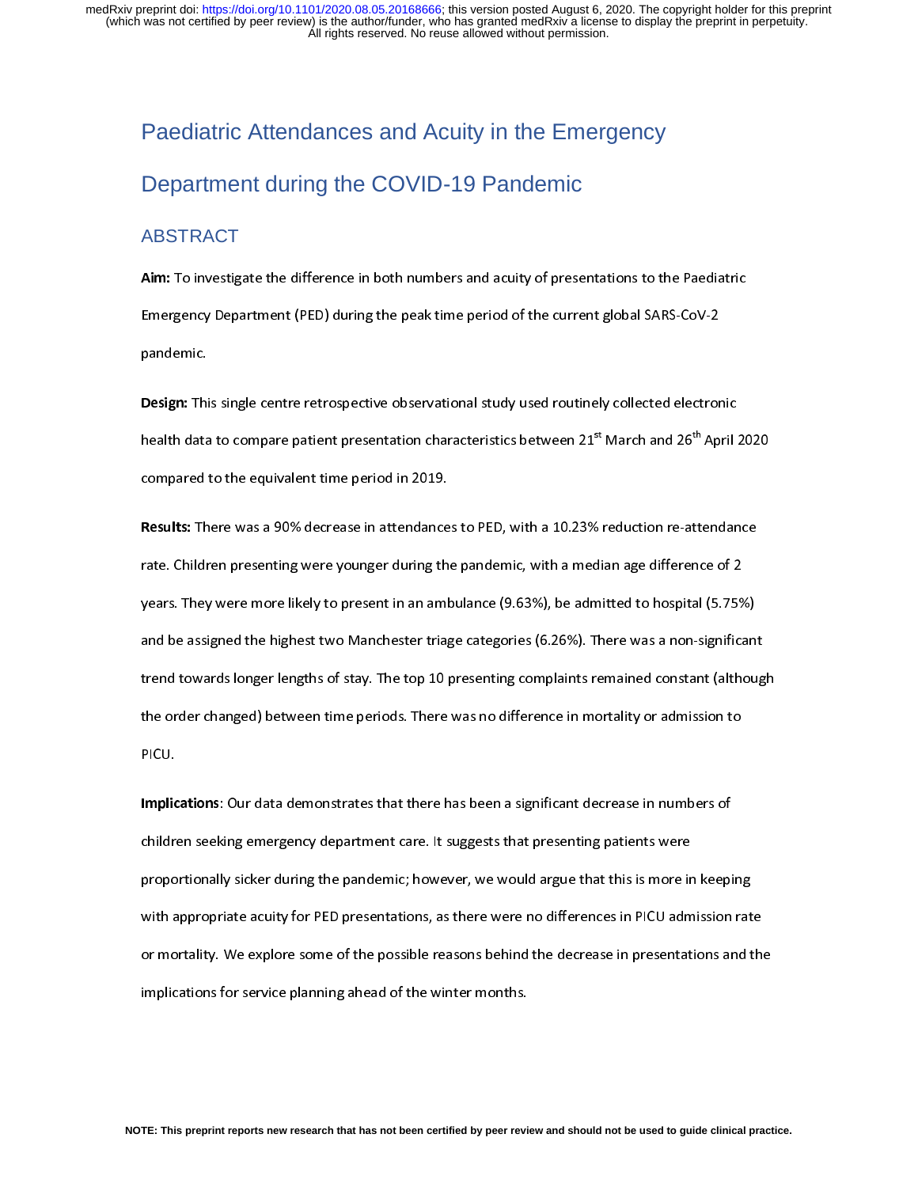# Paediatric Attendances and Acuity in the Emergency Department during the COVID-19 Pandemic

## ABSTRACT

**Aim:** To investigate the difference in both numbers and acuity of presentations to the Paediatric Emergency Department (PED) during the peak time period of the current global SARS-CoV-2 pandemic.

**Design:** This single centre retrospective observational study used routinely collected electronic health data to compare patient presentation characteristics between 21st March and 26th April 2020 compared to the equivalent time period in 2019.

**Results:** There was a 90% decrease in attendances to PED, with a 10.23% reduction re-attendance rate. Children presenting were younger during the pandemic, with a median age difference of 2 years. They were more likely to present in an ambulance (9.63%), be admitted to hospital (5.75%) and be assigned the highest two Manchester triage categories (6.26%). There was a non-significant trend towards longer lengths of stay. The top 10 presenting complaints remained constant (although the order changed) between time periods. There was no difference in mortality or admission to PICU.

**Implications**: Our data demonstrates that there has been a significant decrease in numbers of children seeking emergency department care. It suggests that presenting patients were proportionally sicker during the pandemic; however, we would argue that this is more in keeping with appropriate acuity for PED presentations, as there were no differences in PICU admission rate or mortality. We explore some of the possible reasons behind the decrease in presentations and the implications for service planning ahead of the winter months.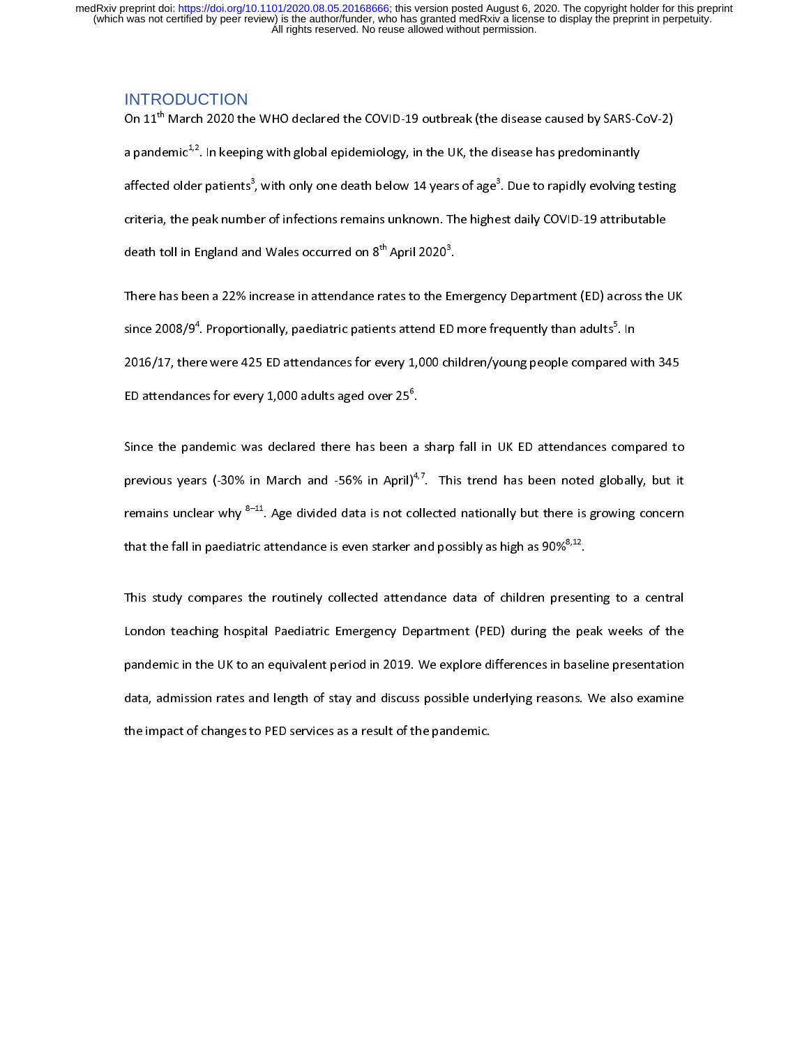## INTRODUCTION

On 11th March 2020 the WHO declared the COVID-19 outbreak (the disease caused by SARS-CoV-2) a pandemic[1,2]. In keeping with global epidemiology, in the UK, the disease has predominantly affected older patients[3], with only one death below 14 years of age[3]. Due to rapidly evolving testing criteria, the peak number of infections remains unknown. The highest daily COVID-19 attributable death toll in England and Wales occurred on 8th April 2020[3].

There has been a 22% increase in attendance rates to the Emergency Department (ED) across the UK since 2008/9[4]. Proportionally, paediatric patients attend ED more frequently than adults[5]. In 2016/17, there were 425 ED attendances for every 1,000 children/young people compared with 345 ED attendances for every 1,000 adults aged over 25[6].

Since the pandemic was declared there has been a sharp fall in UK ED attendances compared to previous years (-30% in March and -56% in April)[4,7]. This trend has been noted globally, but it remains unclear why [8–11]. Age divided data is not collected nationally but there is growing concern that the fall in paediatric attendance is even starker and possibly as high as 90%[8,12].

This study compares the routinely collected attendance data of children presenting to a central London teaching hospital Paediatric Emergency Department (PED) during the peak weeks of the pandemic in the UK to an equivalent period in 2019. We explore differences in baseline presentation data, admission rates and length of stay and discuss possible underlying reasons. We also examine the impact of changes to PED services as a result of the pandemic.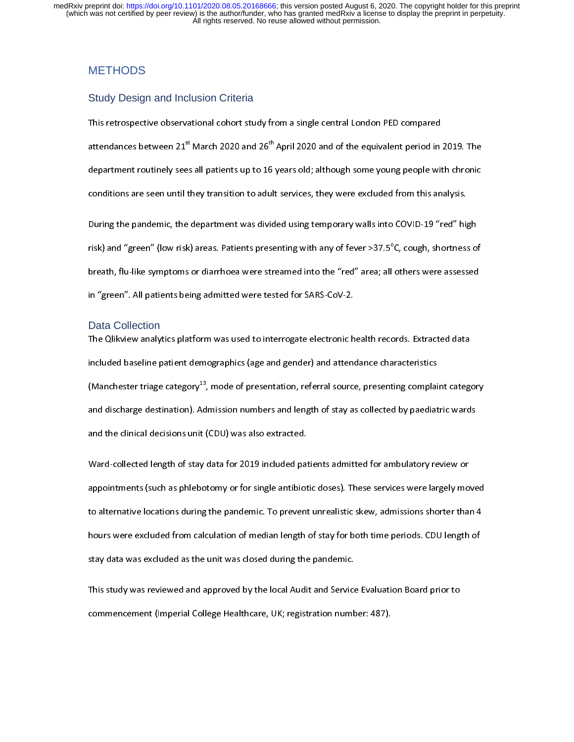# METHODS

## Study Design and Inclusion Criteria

This retrospective observational cohort study from a single central London PED compared attendances between 21st March 2020 and 26th April 2020 and of the equivalent period in 2019. The department routinely sees all patients up to 16 years old; although some young people with chronic conditions are seen until they transition to adult services, they were excluded from this analysis.

During the pandemic, the department was divided using temporary walls into COVID-19 "red" high risk) and "green" (low risk) areas. Patients presenting with any of fever >37.5°C, cough, shortness of breath, flu-like symptoms or diarrhoea were streamed into the "red" area; all others were assessed in "green". All patients being admitted were tested for SARS-CoV-2.

## Data Collection

The Qlikview analytics platform was used to interrogate electronic health records. Extracted data included baseline patient demographics (age and gender) and attendance characteristics (Manchester triage category[13], mode of presentation, referral source, presenting complaint category and discharge destination). Admission numbers and length of stay as collected by paediatric wards and the clinical decisions unit (CDU) was also extracted.

Ward-collected length of stay data for 2019 included patients admitted for ambulatory review or appointments (such as phlebotomy or for single antibiotic doses). These services were largely moved to alternative locations during the pandemic. To prevent unrealistic skew, admissions shorter than 4 hours were excluded from calculation of median length of stay for both time periods. CDU length of stay data was excluded as the unit was closed during the pandemic.

This study was reviewed and approved by the local Audit and Service Evaluation Board prior to commencement (Imperial College Healthcare, UK; registration number: 487).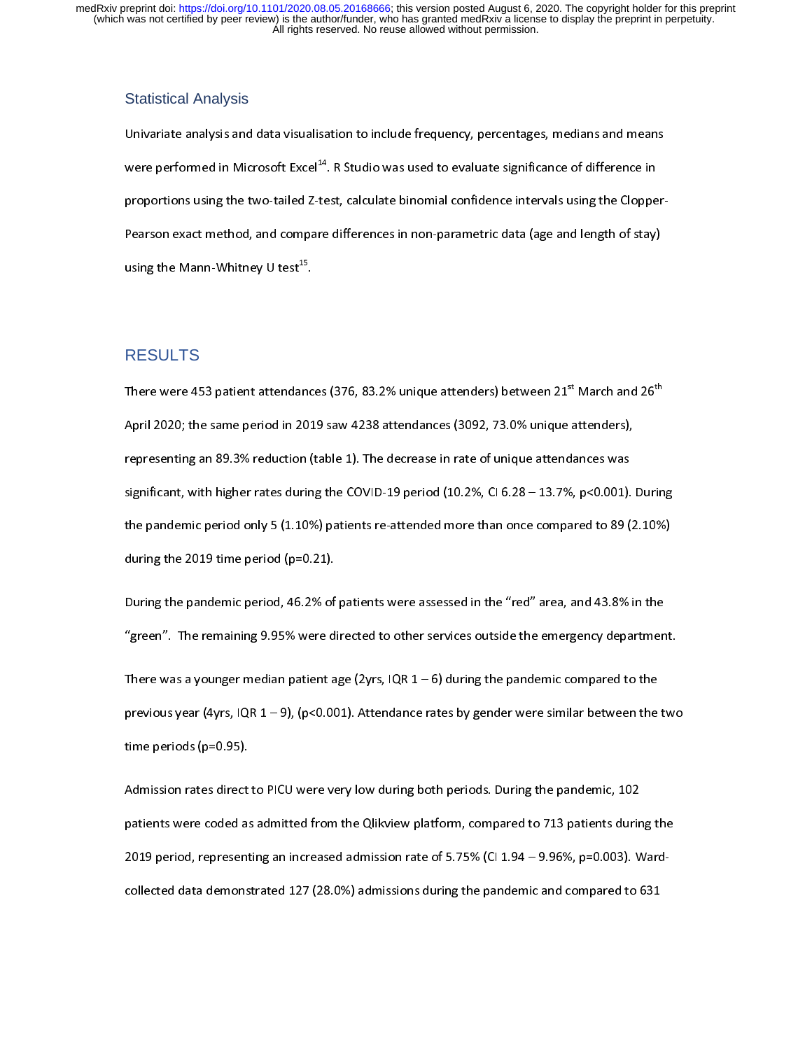## Statistical Analysis

Univariate analysis and data visualisation to include frequency, percentages, medians and means were performed in Microsoft Excel[14]. R Studio was used to evaluate significance of difference in proportions using the two-tailed Z-test, calculate binomial confidence intervals using the Clopper-Pearson exact method, and compare differences in non-parametric data (age and length of stay) using the Mann-Whitney U test[15].

# RESULTS

There were 453 patient attendances (376, 83.2% unique attenders) between 21st March and 26th April 2020; the same period in 2019 saw 4238 attendances (3092, 73.0% unique attenders), representing an 89.3% reduction (table 1). The decrease in rate of unique attendances was significant, with higher rates during the COVID-19 period (10.2%, CI 6.28 – 13.7%, p<0.001). During the pandemic period only 5 (1.10%) patients re-attended more than once compared to 89 (2.10%) during the 2019 time period (p=0.21).

During the pandemic period, 46.2% of patients were assessed in the "red" area, and 43.8% in the "green". The remaining 9.95% were directed to other services outside the emergency department.

There was a younger median patient age (2yrs, IQR 1 – 6) during the pandemic compared to the previous year (4yrs, IQR 1 – 9), (p<0.001). Attendance rates by gender were similar between the two time periods (p=0.95).

Admission rates direct to PICU were very low during both periods. During the pandemic, 102 patients were coded as admitted from the Qlikview platform, compared to 713 patients during the 2019 period, representing an increased admission rate of 5.75% (CI 1.94 – 9.96%, p=0.003). Ward-collected data demonstrated 127 (28.0%) admissions during the pandemic and compared to 631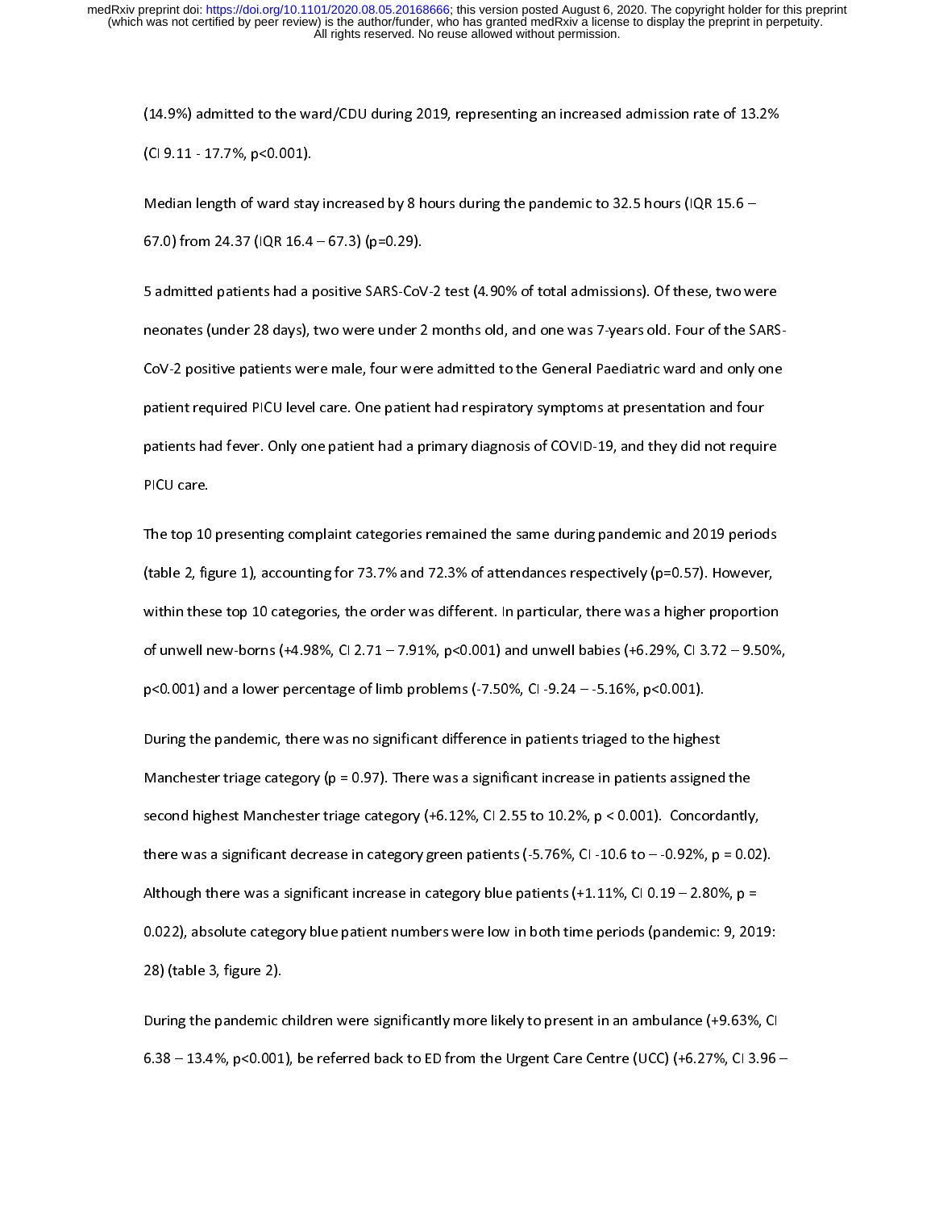(14.9%) admitted to the ward/CDU during 2019, representing an increased admission rate of 13.2% (CI 9.11 - 17.7%, p<0.001).

Median length of ward stay increased by 8 hours during the pandemic to 32.5 hours (IQR 15.6 – 67.0) from 24.37 (IQR 16.4 – 67.3) (p=0.29).

5 admitted patients had a positive SARS-CoV-2 test (4.90% of total admissions). Of these, two were neonates (under 28 days), two were under 2 months old, and one was 7-years old. Four of the SARS-CoV-2 positive patients were male, four were admitted to the General Paediatric ward and only one patient required PICU level care. One patient had respiratory symptoms at presentation and four patients had fever. Only one patient had a primary diagnosis of COVID-19, and they did not require PICU care.

The top 10 presenting complaint categories remained the same during pandemic and 2019 periods (table 2, figure 1), accounting for 73.7% and 72.3% of attendances respectively (p=0.57). However, within these top 10 categories, the order was different. In particular, there was a higher proportion of unwell new-borns (+4.98%, CI 2.71 – 7.91%, p<0.001) and unwell babies (+6.29%, CI 3.72 – 9.50%, p<0.001) and a lower percentage of limb problems (-7.50%, CI -9.24 – -5.16%, p<0.001).

During the pandemic, there was no significant difference in patients triaged to the highest Manchester triage category (p = 0.97). There was a significant increase in patients assigned the second highest Manchester triage category (+6.12%, CI 2.55 to 10.2%, p < 0.001). Concordantly, there was a significant decrease in category green patients (-5.76%, CI -10.6 to – -0.92%, p = 0.02). Although there was a significant increase in category blue patients (+1.11%, CI 0.19 – 2.80%, p = 0.022), absolute category blue patient numbers were low in both time periods (pandemic: 9, 2019: 28) (table 3, figure 2).

During the pandemic children were significantly more likely to present in an ambulance (+9.63%, CI 6.38 – 13.4%, p<0.001), be referred back to ED from the Urgent Care Centre (UCC) (+6.27%, CI 3.96 –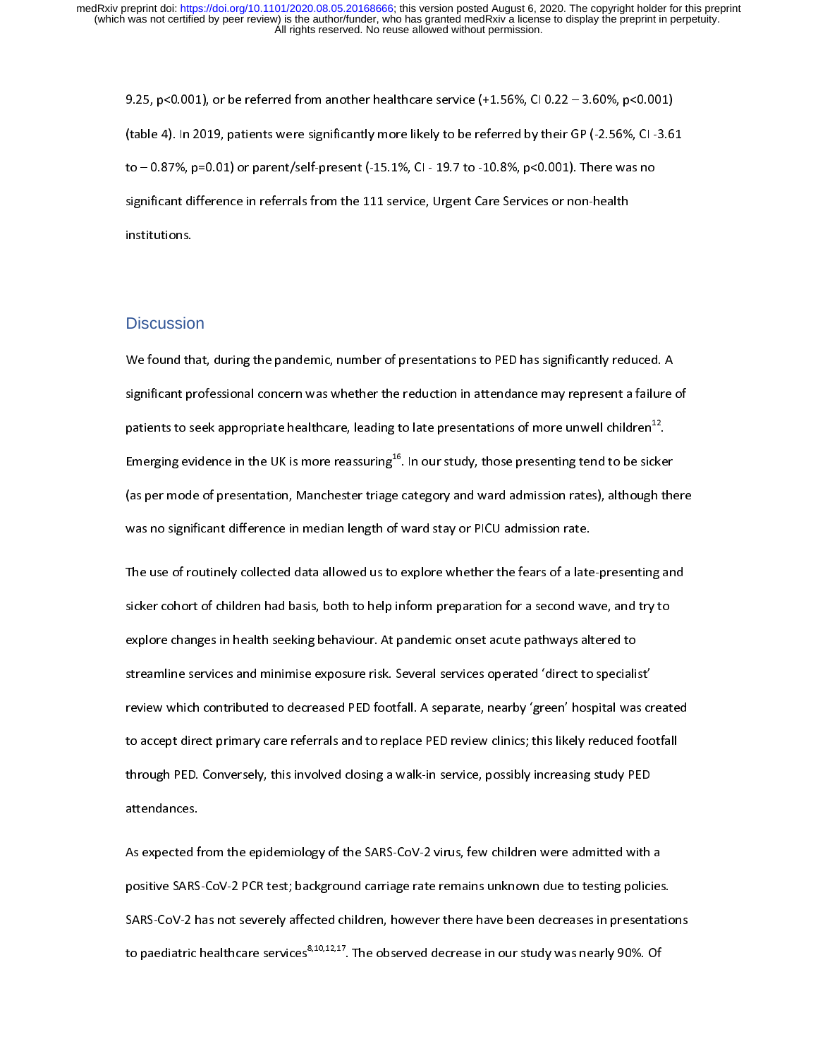9.25, p<0.001), or be referred from another healthcare service (+1.56%, CI 0.22 – 3.60%, p<0.001) (table 4). In 2019, patients were significantly more likely to be referred by their GP (-2.56%, CI -3.61 to – 0.87%, p=0.01) or parent/self-present (-15.1%, CI - 19.7 to -10.8%, p<0.001). There was no significant difference in referrals from the 111 service, Urgent Care Services or non-health institutions.

## Discussion

We found that, during the pandemic, number of presentations to PED has significantly reduced. A significant professional concern was whether the reduction in attendance may represent a failure of patients to seek appropriate healthcare, leading to late presentations of more unwell children[12]. Emerging evidence in the UK is more reassuring[16]. In our study, those presenting tend to be sicker (as per mode of presentation, Manchester triage category and ward admission rates), although there was no significant difference in median length of ward stay or PICU admission rate.

The use of routinely collected data allowed us to explore whether the fears of a late-presenting and sicker cohort of children had basis, both to help inform preparation for a second wave, and try to explore changes in health seeking behaviour. At pandemic onset acute pathways altered to streamline services and minimise exposure risk. Several services operated 'direct to specialist' review which contributed to decreased PED footfall. A separate, nearby 'green' hospital was created to accept direct primary care referrals and to replace PED review clinics; this likely reduced footfall through PED. Conversely, this involved closing a walk-in service, possibly increasing study PED attendances.

As expected from the epidemiology of the SARS-CoV-2 virus, few children were admitted with a positive SARS-CoV-2 PCR test; background carriage rate remains unknown due to testing policies. SARS-CoV-2 has not severely affected children, however there have been decreases in presentations to paediatric healthcare services[8,10,12,17]. The observed decrease in our study was nearly 90%. Of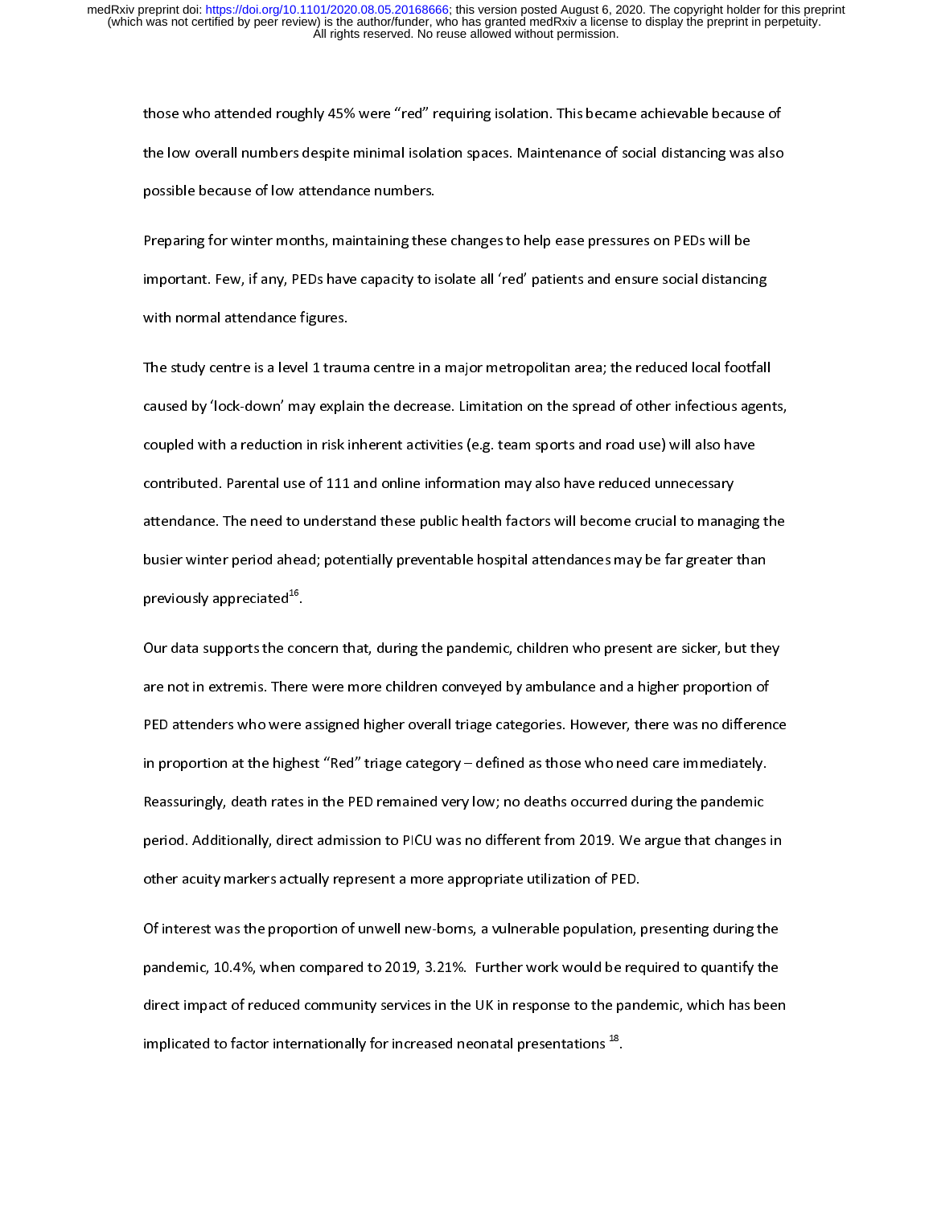those who attended roughly 45% were "red" requiring isolation. This became achievable because of the low overall numbers despite minimal isolation spaces. Maintenance of social distancing was also possible because of low attendance numbers.

Preparing for winter months, maintaining these changes to help ease pressures on PEDs will be important. Few, if any, PEDs have capacity to isolate all 'red' patients and ensure social distancing with normal attendance figures.

The study centre is a level 1 trauma centre in a major metropolitan area; the reduced local footfall caused by 'lock-down' may explain the decrease. Limitation on the spread of other infectious agents, coupled with a reduction in risk inherent activities (e.g. team sports and road use) will also have contributed. Parental use of 111 and online information may also have reduced unnecessary attendance. The need to understand these public health factors will become crucial to managing the busier winter period ahead; potentially preventable hospital attendances may be far greater than previously appreciated[16].

Our data supports the concern that, during the pandemic, children who present are sicker, but they are not in extremis. There were more children conveyed by ambulance and a higher proportion of PED attenders who were assigned higher overall triage categories. However, there was no difference in proportion at the highest "Red" triage category – defined as those who need care immediately. Reassuringly, death rates in the PED remained very low; no deaths occurred during the pandemic period. Additionally, direct admission to PICU was no different from 2019. We argue that changes in other acuity markers actually represent a more appropriate utilization of PED.

Of interest was the proportion of unwell new-borns, a vulnerable population, presenting during the pandemic, 10.4%, when compared to 2019, 3.21%. Further work would be required to quantify the direct impact of reduced community services in the UK in response to the pandemic, which has been implicated to factor internationally for increased neonatal presentations [18].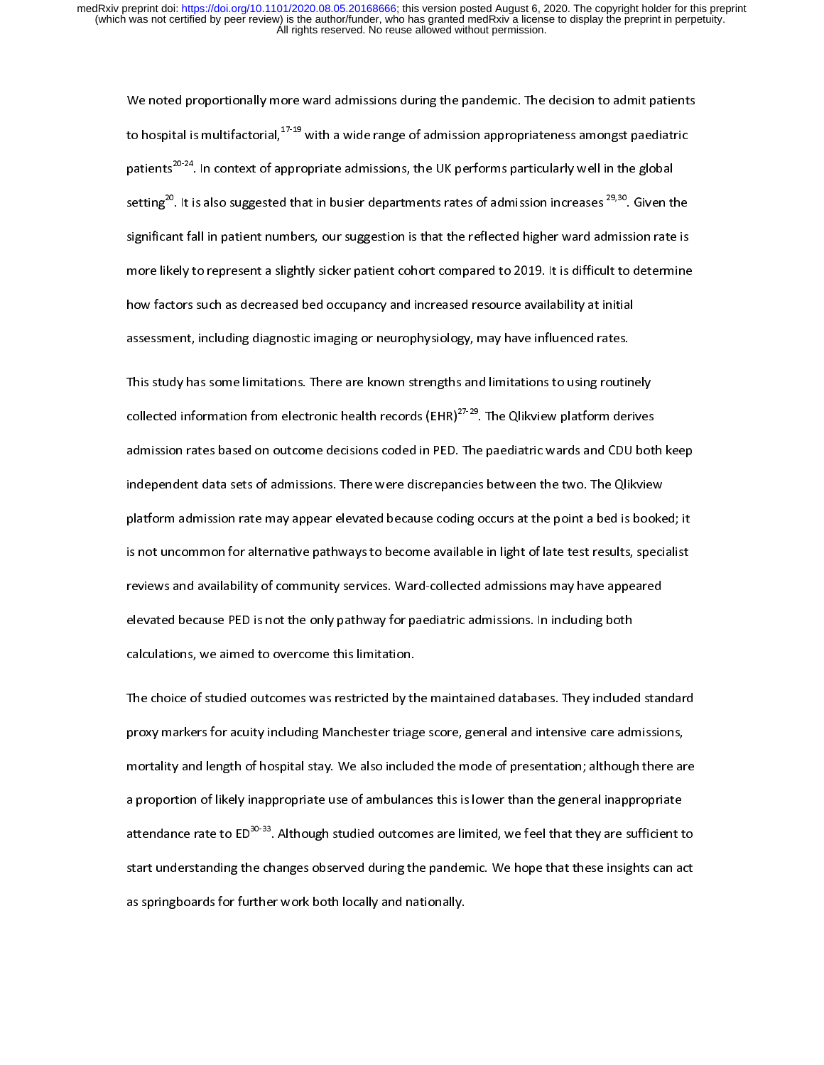We noted proportionally more ward admissions during the pandemic. The decision to admit patients to hospital is multifactorial,[17-19] with a wide range of admission appropriateness amongst paediatric patients[20-24]. In context of appropriate admissions, the UK performs particularly well in the global setting[20]. It is also suggested that in busier departments rates of admission increases [29,30]. Given the significant fall in patient numbers, our suggestion is that the reflected higher ward admission rate is more likely to represent a slightly sicker patient cohort compared to 2019. It is difficult to determine how factors such as decreased bed occupancy and increased resource availability at initial assessment, including diagnostic imaging or neurophysiology, may have influenced rates.

This study has some limitations. There are known strengths and limitations to using routinely collected information from electronic health records (EHR)[27-29]. The Qlikview platform derives admission rates based on outcome decisions coded in PED. The paediatric wards and CDU both keep independent data sets of admissions. There were discrepancies between the two. The Qlikview platform admission rate may appear elevated because coding occurs at the point a bed is booked; it is not uncommon for alternative pathways to become available in light of late test results, specialist reviews and availability of community services. Ward-collected admissions may have appeared elevated because PED is not the only pathway for paediatric admissions. In including both calculations, we aimed to overcome this limitation.

The choice of studied outcomes was restricted by the maintained databases. They included standard proxy markers for acuity including Manchester triage score, general and intensive care admissions, mortality and length of hospital stay. We also included the mode of presentation; although there are a proportion of likely inappropriate use of ambulances this is lower than the general inappropriate attendance rate to ED[30-33]. Although studied outcomes are limited, we feel that they are sufficient to start understanding the changes observed during the pandemic. We hope that these insights can act as springboards for further work both locally and nationally.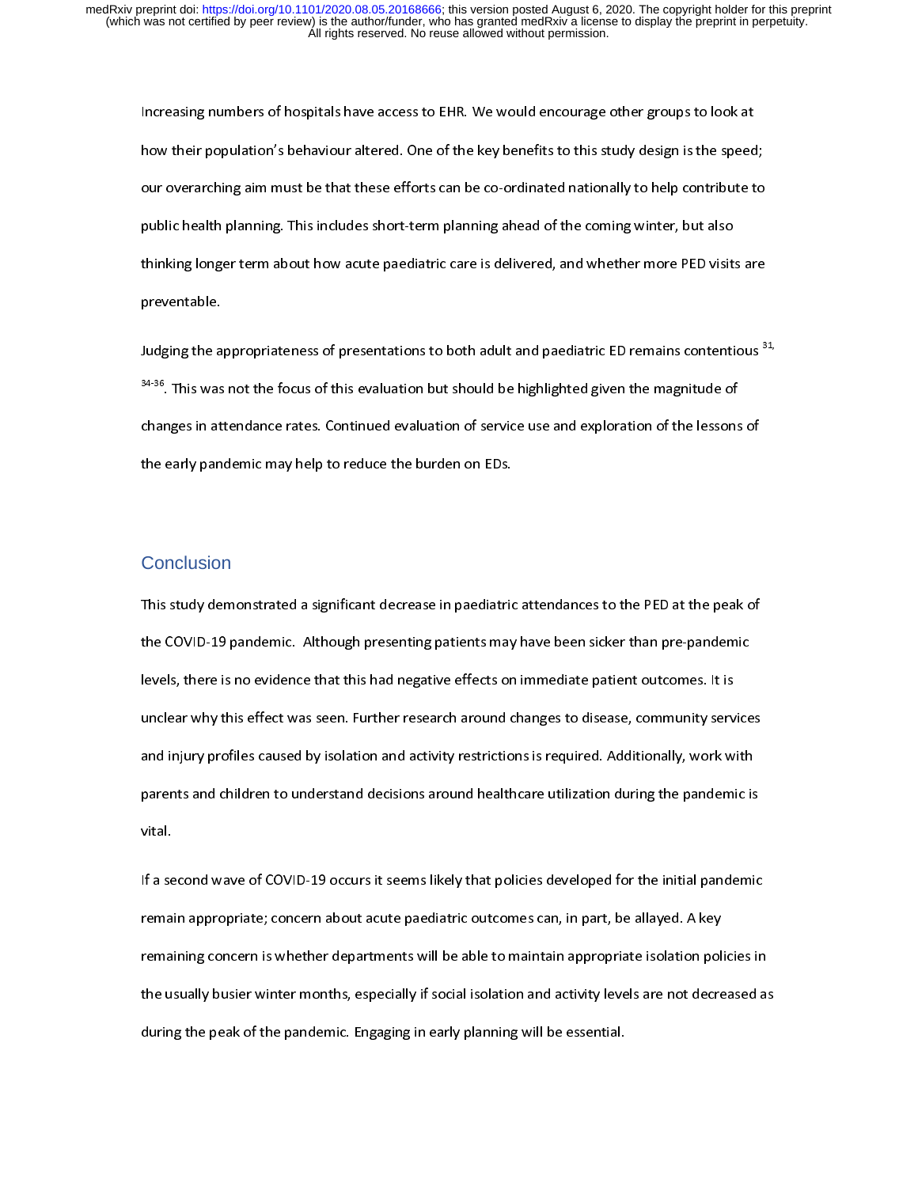Increasing numbers of hospitals have access to EHR. We would encourage other groups to look at how their population's behaviour altered. One of the key benefits to this study design is the speed; our overarching aim must be that these efforts can be co-ordinated nationally to help contribute to public health planning. This includes short-term planning ahead of the coming winter, but also thinking longer term about how acute paediatric care is delivered, and whether more PED visits are preventable.

Judging the appropriateness of presentations to both adult and paediatric ED remains contentious [31, 34-36]. This was not the focus of this evaluation but should be highlighted given the magnitude of changes in attendance rates. Continued evaluation of service use and exploration of the lessons of the early pandemic may help to reduce the burden on EDs.

## Conclusion

This study demonstrated a significant decrease in paediatric attendances to the PED at the peak of the COVID-19 pandemic. Although presenting patients may have been sicker than pre-pandemic levels, there is no evidence that this had negative effects on immediate patient outcomes. It is unclear why this effect was seen. Further research around changes to disease, community services and injury profiles caused by isolation and activity restrictions is required. Additionally, work with parents and children to understand decisions around healthcare utilization during the pandemic is vital.

If a second wave of COVID-19 occurs it seems likely that policies developed for the initial pandemic remain appropriate; concern about acute paediatric outcomes can, in part, be allayed. A key remaining concern is whether departments will be able to maintain appropriate isolation policies in the usually busier winter months, especially if social isolation and activity levels are not decreased as during the peak of the pandemic. Engaging in early planning will be essential.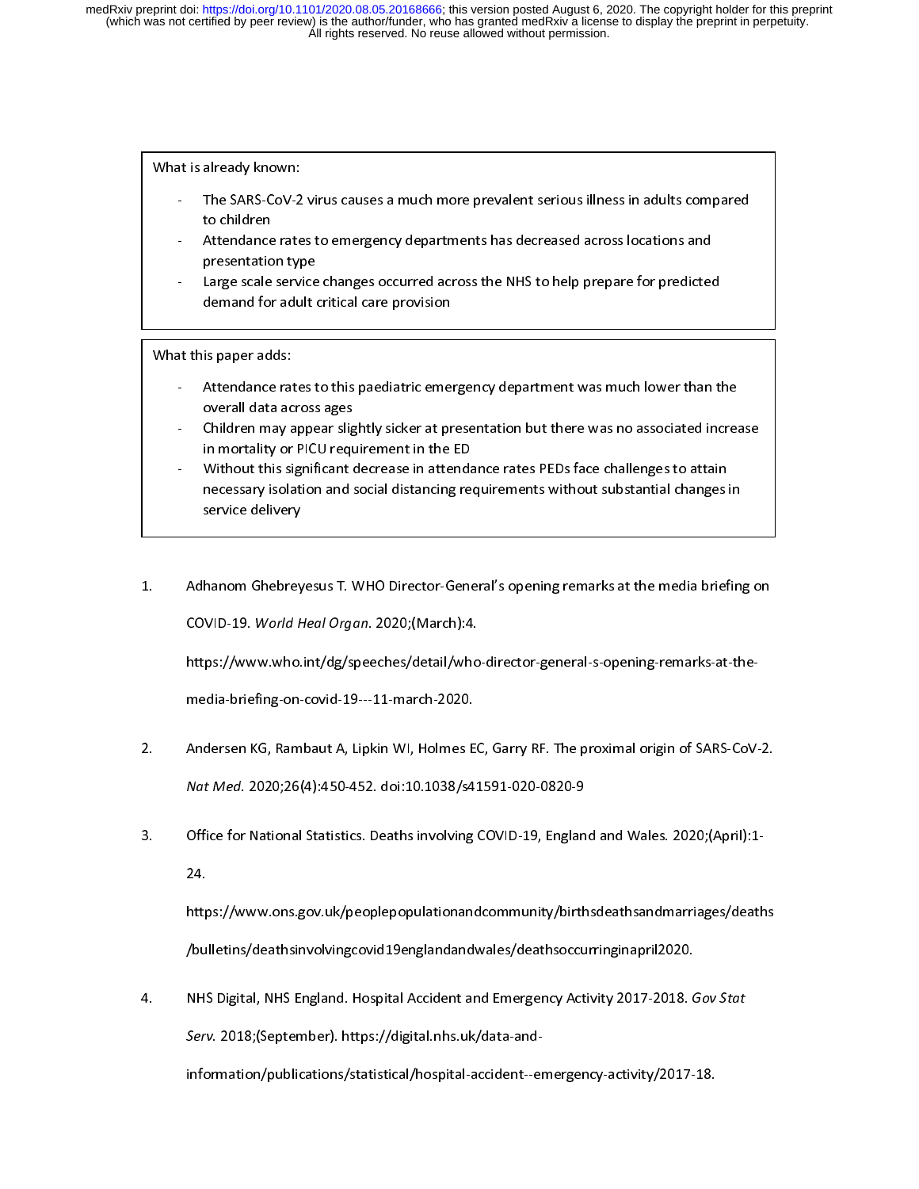What is already known:

- The SARS-CoV-2 virus causes a much more prevalent serious illness in adults compared to children
- Attendance rates to emergency departments has decreased across locations and presentation type
- Large scale service changes occurred across the NHS to help prepare for predicted demand for adult critical care provision

What this paper adds:

- Attendance rates to this paediatric emergency department was much lower than the overall data across ages
- Children may appear slightly sicker at presentation but there was no associated increase in mortality or PICU requirement in the ED
- Without this significant decrease in attendance rates PEDs face challenges to attain necessary isolation and social distancing requirements without substantial changes in service delivery

1. Adhanom Ghebreyesus T. WHO Director-General's opening remarks at the media briefing on COVID-19. *World Heal Organ*. 2020;(March):4. https://www.who.int/dg/speeches/detail/who-director-general-s-opening-remarks-at-the-media-briefing-on-covid-19---11-march-2020.
2. Andersen KG, Rambaut A, Lipkin WI, Holmes EC, Garry RF. The proximal origin of SARS-CoV-2. *Nat Med*. 2020;26(4):450-452. doi:10.1038/s41591-020-0820-9
3. Office for National Statistics. Deaths involving COVID-19, England and Wales. 2020;(April):1-24. https://www.ons.gov.uk/peoplepopulationandcommunity/birthsdeathsandmarriages/deaths/bulletins/deathsinvolvingcovid19englandandwales/deathsoccurringinapril2020.
4. NHS Digital, NHS England. Hospital Accident and Emergency Activity 2017-2018. *Gov Stat Serv*. 2018;(September). https://digital.nhs.uk/data-and-information/publications/statistical/hospital-accident--emergency-activity/2017-18.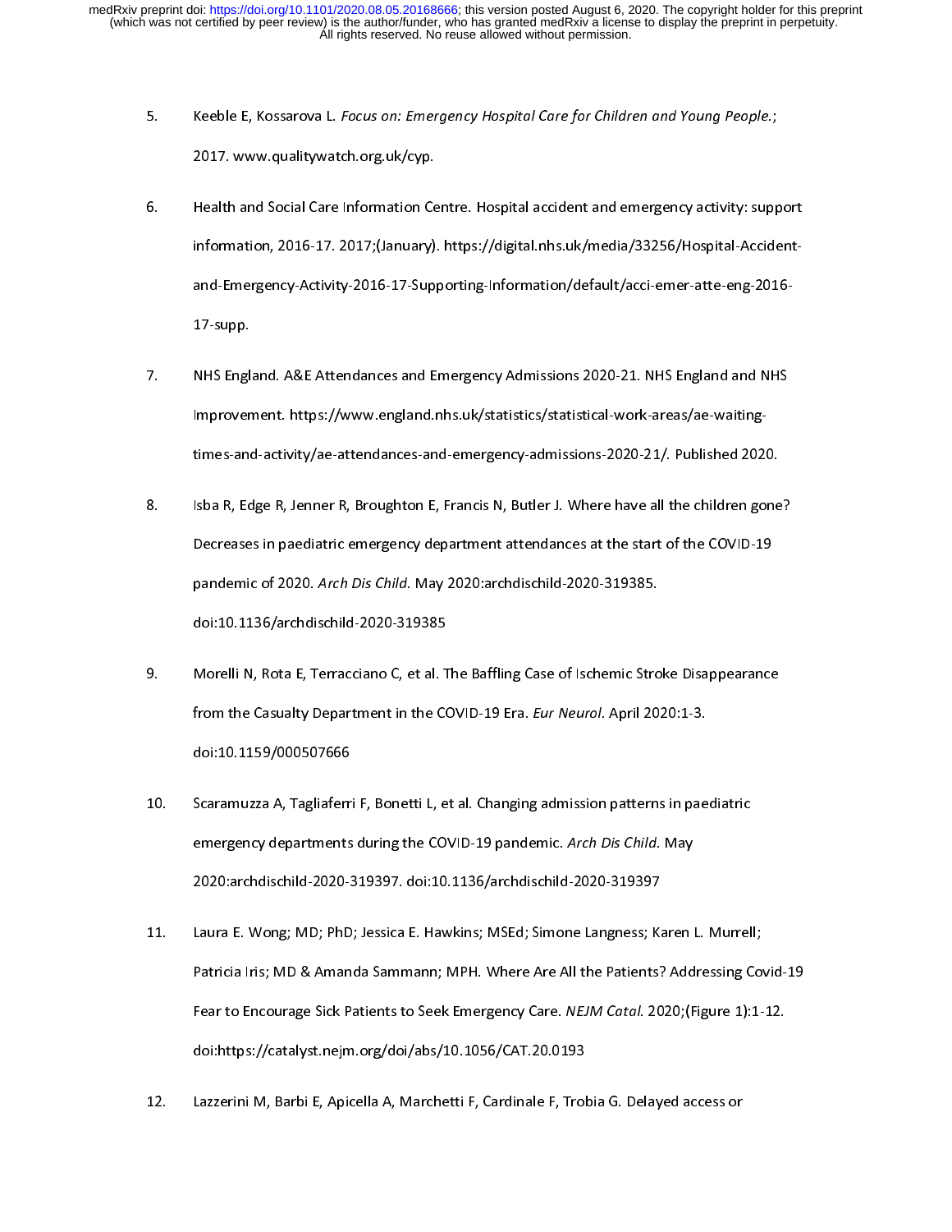5. Keeble E, Kossarova L. *Focus on: Emergency Hospital Care for Children and Young People.*; 2017. www.qualitywatch.org.uk/cyp.

6. Health and Social Care Information Centre. Hospital accident and emergency activity: support information, 2016-17. 2017;(January). https://digital.nhs.uk/media/33256/Hospital-Accident-and-Emergency-Activity-2016-17-Supporting-Information/default/acci-emer-atte-eng-2016-17-supp.

7. NHS England. A&E Attendances and Emergency Admissions 2020-21. NHS England and NHS Improvement. https://www.england.nhs.uk/statistics/statistical-work-areas/ae-waiting-times-and-activity/ae-attendances-and-emergency-admissions-2020-21/. Published 2020.

8. Isba R, Edge R, Jenner R, Broughton E, Francis N, Butler J. Where have all the children gone? Decreases in paediatric emergency department attendances at the start of the COVID-19 pandemic of 2020. *Arch Dis Child*. May 2020:archdischild-2020-319385. doi:10.1136/archdischild-2020-319385

9. Morelli N, Rota E, Terracciano C, et al. The Baffling Case of Ischemic Stroke Disappearance from the Casualty Department in the COVID-19 Era. *Eur Neurol*. April 2020:1-3. doi:10.1159/000507666

10. Scaramuzza A, Tagliaferri F, Bonetti L, et al. Changing admission patterns in paediatric emergency departments during the COVID-19 pandemic. *Arch Dis Child*. May 2020:archdischild-2020-319397. doi:10.1136/archdischild-2020-319397

11. Laura E. Wong; MD; PhD; Jessica E. Hawkins; MSEd; Simone Langness; Karen L. Murrell; Patricia Iris; MD & Amanda Sammann; MPH. Where Are All the Patients? Addressing Covid-19 Fear to Encourage Sick Patients to Seek Emergency Care. *NEJM Catal*. 2020;(Figure 1):1-12. doi:https://catalyst.nejm.org/doi/abs/10.1056/CAT.20.0193

12. Lazzerini M, Barbi E, Apicella A, Marchetti F, Cardinale F, Trobia G. Delayed access or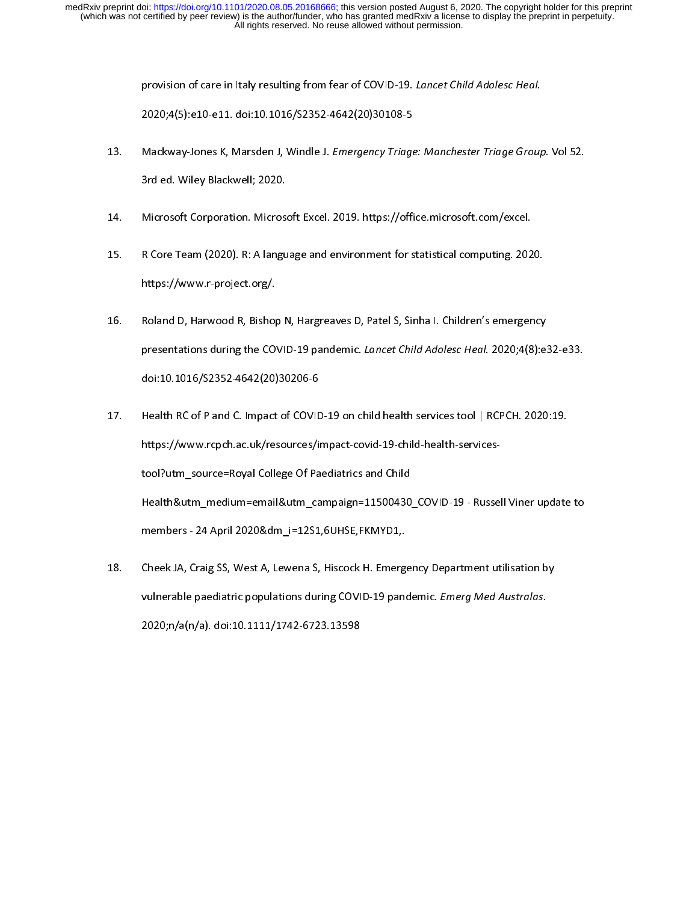provision of care in Italy resulting from fear of COVID-19. *Lancet Child Adolesc Heal.* 2020;4(5):e10-e11. doi:10.1016/S2352-4642(20)30108-5

13. Mackway-Jones K, Marsden J, Windle J. *Emergency Triage: Manchester Triage Group.* Vol 52. 3rd ed. Wiley Blackwell; 2020.

14. Microsoft Corporation. Microsoft Excel. 2019. https://office.microsoft.com/excel.

15. R Core Team (2020). R: A language and environment for statistical computing. 2020. https://www.r-project.org/.

16. Roland D, Harwood R, Bishop N, Hargreaves D, Patel S, Sinha I. Children's emergency presentations during the COVID-19 pandemic. *Lancet Child Adolesc Heal.* 2020;4(8):e32-e33. doi:10.1016/S2352-4642(20)30206-6

17. Health RC of P and C. Impact of COVID-19 on child health services tool | RCPCH. 2020:19. https://www.rcpch.ac.uk/resources/impact-covid-19-child-health-services-tool?utm_source=Royal College Of Paediatrics and Child Health&utm_medium=email&utm_campaign=11500430_COVID-19 - Russell Viner update to members - 24 April 2020&dm_i=12S1,6UHSE,FKMYD1,.

18. Cheek JA, Craig SS, West A, Lewena S, Hiscock H. Emergency Department utilisation by vulnerable paediatric populations during COVID-19 pandemic. *Emerg Med Australas.* 2020;n/a(n/a). doi:10.1111/1742-6723.13598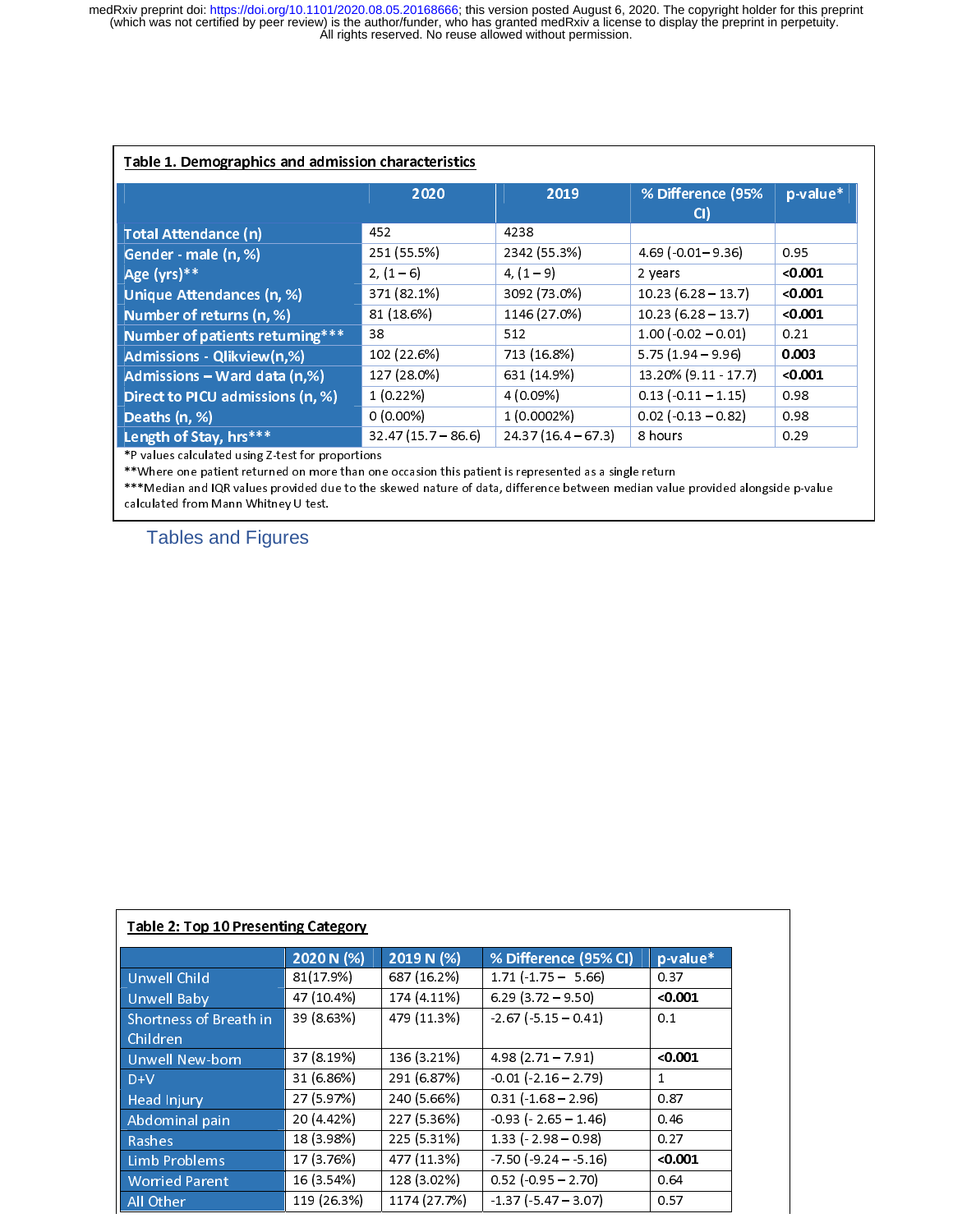**Table 1. Demographics and admission characteristics**

| | 2020 | 2019 | % Difference (95% CI) | p-value* |
|---|---|---|---|---|
| Total Attendance (n) | 452 | 4238 | | |
| Gender - male (n, %) | 251 (55.5%) | 2342 (55.3%) | 4.69 (-0.01– 9.36) | 0.95 |
| Age (yrs)** | 2, (1 – 6) | 4, (1 – 9) | 2 years | **<0.001** |
| Unique Attendances (n, %) | 371 (82.1%) | 3092 (73.0%) | 10.23 (6.28 – 13.7) | **<0.001** |
| Number of returns (n, %) | 81 (18.6%) | 1146 (27.0%) | 10.23 (6.28 – 13.7) | **<0.001** |
| Number of patients returning*** | 38 | 512 | 1.00 (-0.02 – 0.01) | 0.21 |
| Admissions - Qlikview(n,%) | 102 (22.6%) | 713 (16.8%) | 5.75 (1.94 – 9.96) | **0.003** |
| Admissions – Ward data (n,%) | 127 (28.0%) | 631 (14.9%) | 13.20% (9.11 - 17.7) | **<0.001** |
| Direct to PICU admissions (n, %) | 1 (0.22%) | 4 (0.09%) | 0.13 (-0.11 – 1.15) | 0.98 |
| Deaths (n, %) | 0 (0.00%) | 1 (0.0002%) | 0.02 (-0.13 – 0.82) | 0.98 |
| Length of Stay, hrs*** | 32.47 (15.7 – 86.6) | 24.37 (16.4 – 67.3) | 8 hours | 0.29 |

*P values calculated using Z-test for proportions

**Where one patient returned on more than one occasion this patient is represented as a single return

***Median and IQR values provided due to the skewed nature of data, difference between median value provided alongside p-value calculated from Mann Whitney U test.

## Tables and Figures

**Table 2: Top 10 Presenting Category**

| | 2020 N (%) | 2019 N (%) | % Difference (95% CI) | p-value* |
|---|---|---|---|---|
| Unwell Child | 81(17.9%) | 687 (16.2%) | 1.71 (-1.75 – 5.66) | 0.37 |
| Unwell Baby | 47 (10.4%) | 174 (4.11%) | 6.29 (3.72 – 9.50) | **<0.001** |
| Shortness of Breath in Children | 39 (8.63%) | 479 (11.3%) | -2.67 (-5.15 – 0.41) | 0.1 |
| Unwell New-born | 37 (8.19%) | 136 (3.21%) | 4.98 (2.71 – 7.91) | **<0.001** |
| D+V | 31 (6.86%) | 291 (6.87%) | -0.01 (-2.16 – 2.79) | 1 |
| Head Injury | 27 (5.97%) | 240 (5.66%) | 0.31 (-1.68 – 2.96) | 0.87 |
| Abdominal pain | 20 (4.42%) | 227 (5.36%) | -0.93 (- 2.65 – 1.46) | 0.46 |
| Rashes | 18 (3.98%) | 225 (5.31%) | 1.33 (- 2.98 – 0.98) | 0.27 |
| Limb Problems | 17 (3.76%) | 477 (11.3%) | -7.50 (-9.24 – -5.16) | **<0.001** |
| Worried Parent | 16 (3.54%) | 128 (3.02%) | 0.52 (-0.95 – 2.70) | 0.64 |
| All Other | 119 (26.3%) | 1174 (27.7%) | -1.37 (-5.47 – 3.07) | 0.57 |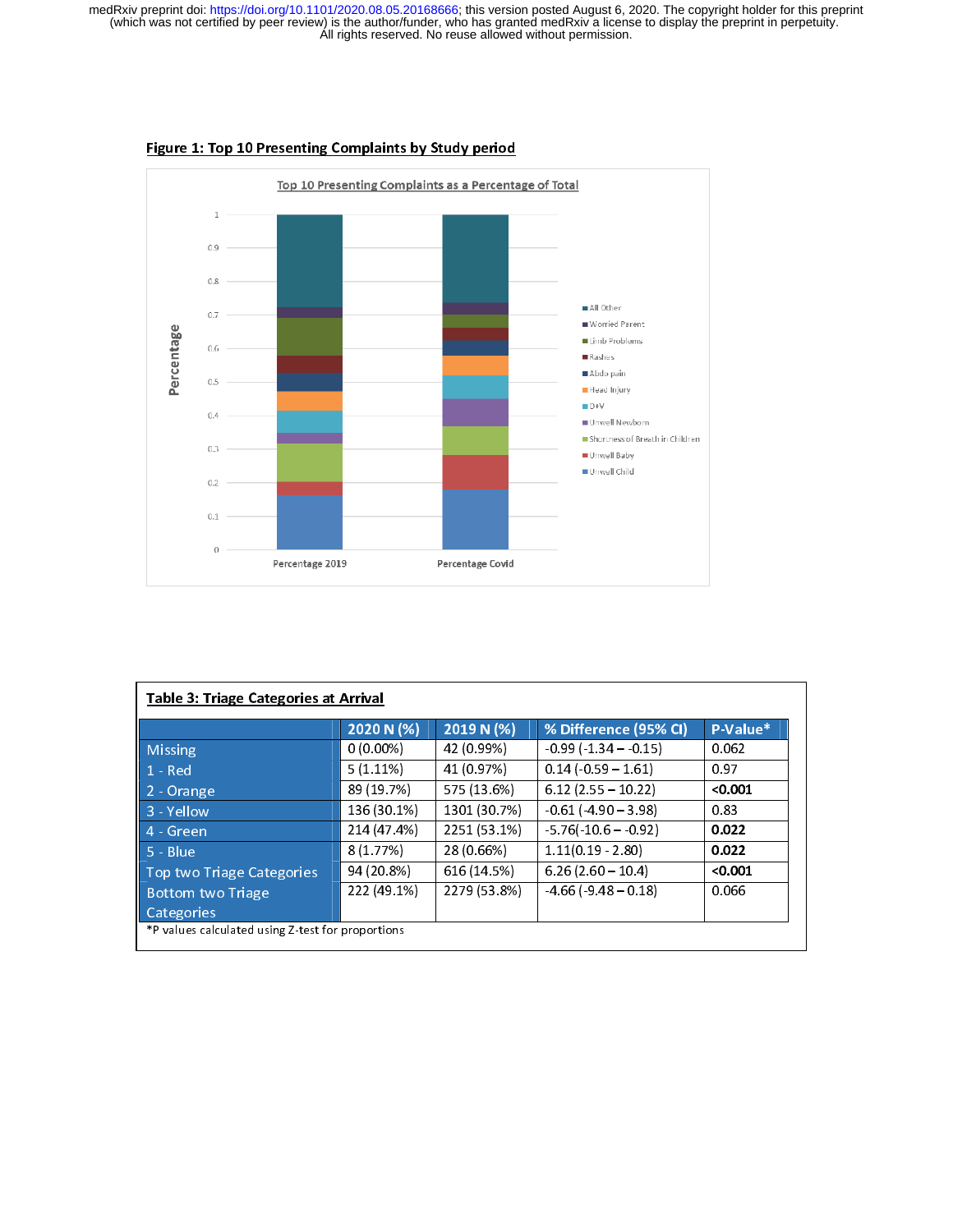**Figure 1: Top 10 Presenting Complaints by Study period**

Top 10 Presenting Complaints as a Percentage of Total

**Table 3: Triage Categories at Arrival**

| | 2020 N (%) | 2019 N (%) | % Difference (95% CI) | P-Value* |
|---|---|---|---|---|
| Missing | 0 (0.00%) | 42 (0.99%) | -0.99 (-1.34 – -0.15) | 0.062 |
| 1 - Red | 5 (1.11%) | 41 (0.97%) | 0.14 (-0.59 – 1.61) | 0.97 |
| 2 - Orange | 89 (19.7%) | 575 (13.6%) | 6.12 (2.55 – 10.22) | **<0.001** |
| 3 - Yellow | 136 (30.1%) | 1301 (30.7%) | -0.61 (-4.90 – 3.98) | 0.83 |
| 4 - Green | 214 (47.4%) | 2251 (53.1%) | -5.76(-10.6 – -0.92) | **0.022** |
| 5 - Blue | 8 (1.77%) | 28 (0.66%) | 1.11(0.19 - 2.80) | **0.022** |
| Top two Triage Categories | 94 (20.8%) | 616 (14.5%) | 6.26 (2.60 – 10.4) | **<0.001** |
| Bottom two Triage Categories | 222 (49.1%) | 2279 (53.8%) | -4.66 (-9.48 – 0.18) | 0.066 |

*P values calculated using Z-test for proportions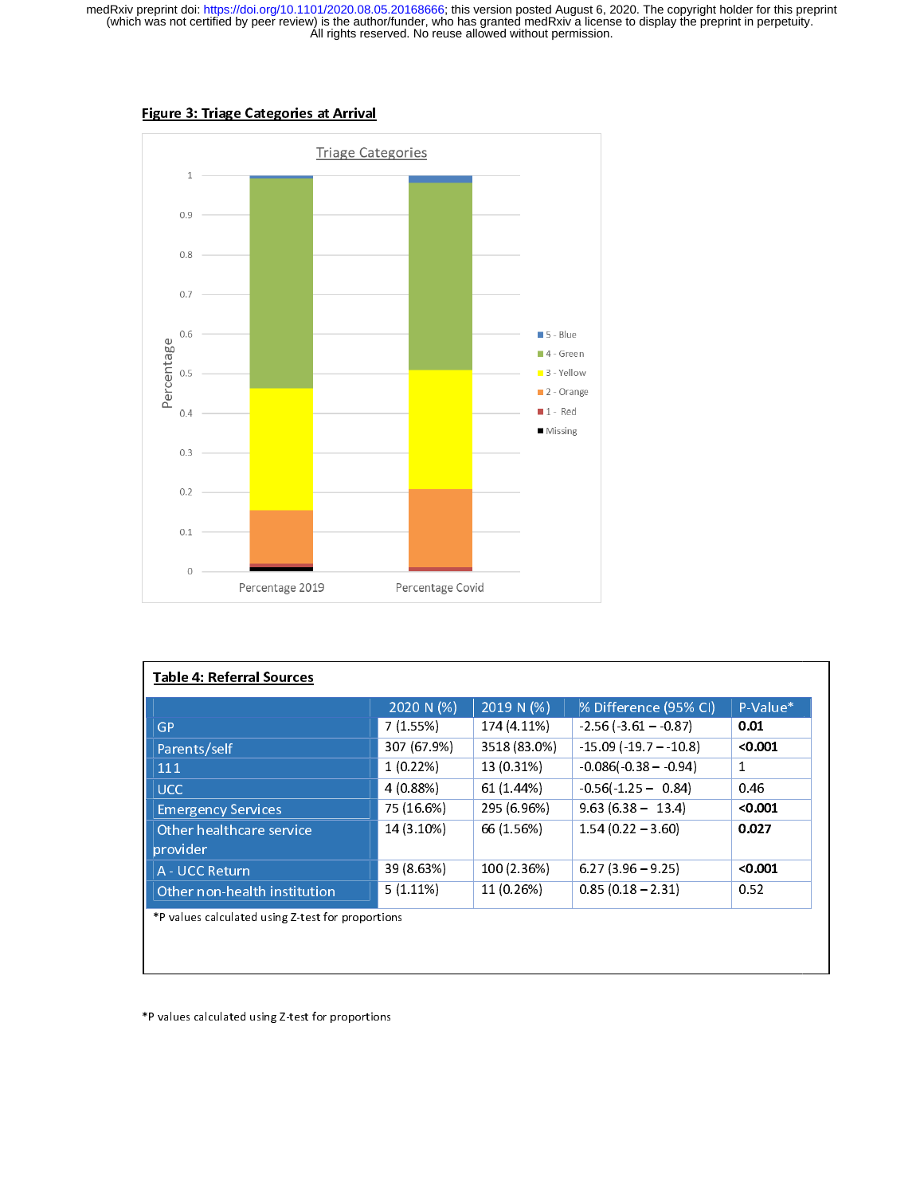**Figure 3: Triage Categories at Arrival**

Triage Categories

Percentage

1
0.9
0.8
0.7
0.6
0.5
0.4
0.3
0.2
0.1
0

Percentage 2019
Percentage Covid

5 - Blue
4 - Green
3 - Yellow
2 - Orange
1 - Red
Missing

**Table 4: Referral Sources**

| | 2020 N (%) | 2019 N (%) | % Difference (95% CI) | P-Value* |
|---|---|---|---|---|
| GP | 7 (1.55%) | 174 (4.11%) | -2.56 (-3.61 – -0.87) | **0.01** |
| Parents/self | 307 (67.9%) | 3518 (83.0%) | -15.09 (-19.7 – -10.8) | **<0.001** |
| 111 | 1 (0.22%) | 13 (0.31%) | -0.086(-0.38 – -0.94) | 1 |
| UCC | 4 (0.88%) | 61 (1.44%) | -0.56(-1.25 – 0.84) | 0.46 |
| Emergency Services | 75 (16.6%) | 295 (6.96%) | 9.63 (6.38 – 13.4) | **<0.001** |
| Other healthcare service provider | 14 (3.10%) | 66 (1.56%) | 1.54 (0.22 – 3.60) | **0.027** |
| A - UCC Return | 39 (8.63%) | 100 (2.36%) | 6.27 (3.96 – 9.25) | **<0.001** |
| Other non-health institution | 5 (1.11%) | 11 (0.26%) | 0.85 (0.18 – 2.31) | 0.52 |

*P values calculated using Z-test for proportions

*P values calculated using Z-test for proportions